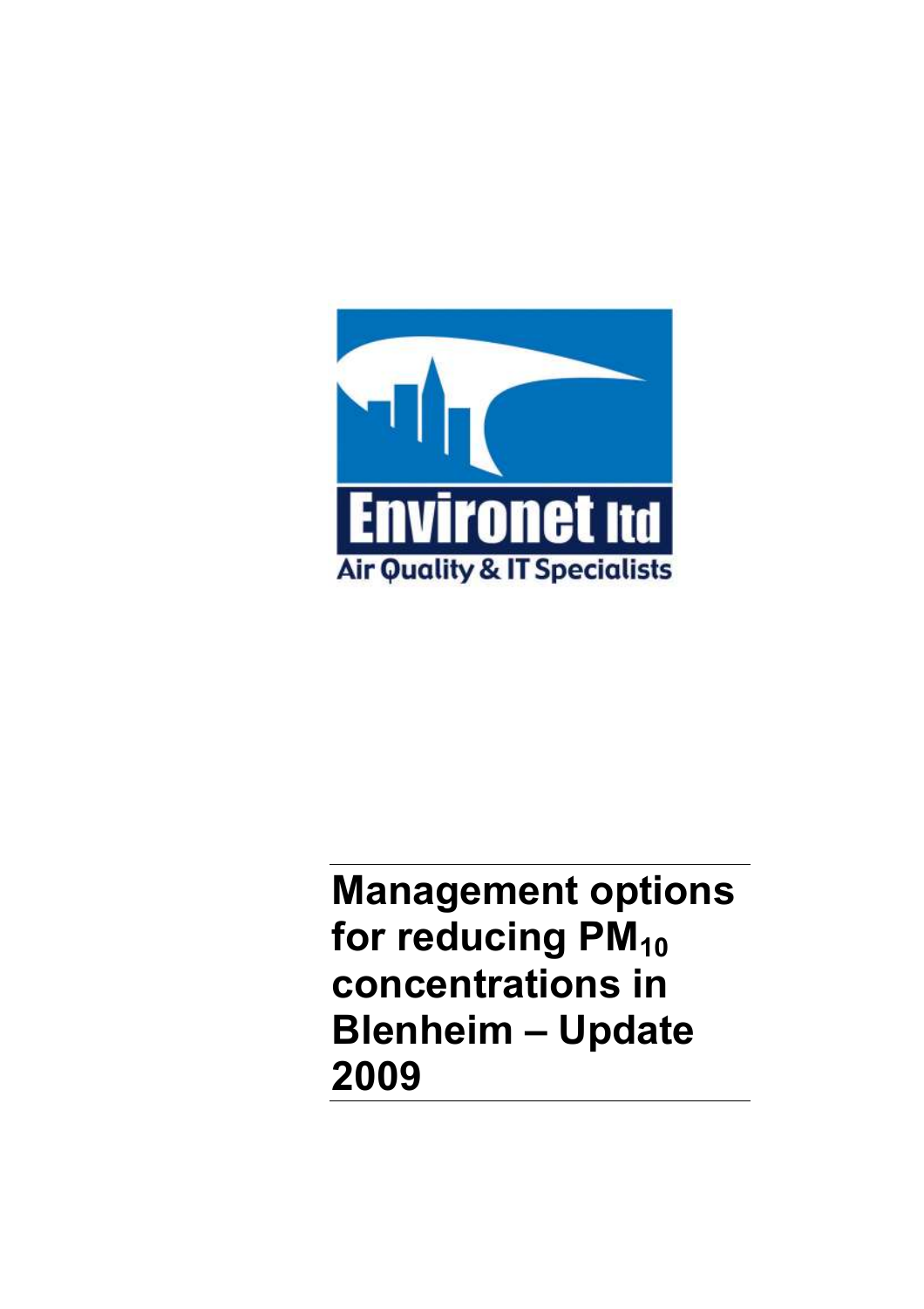Environet ltd

Air Quality & IT Specialists

# Management options for reducing $PM_{10}$ concentrations in Blenheim – Update 2009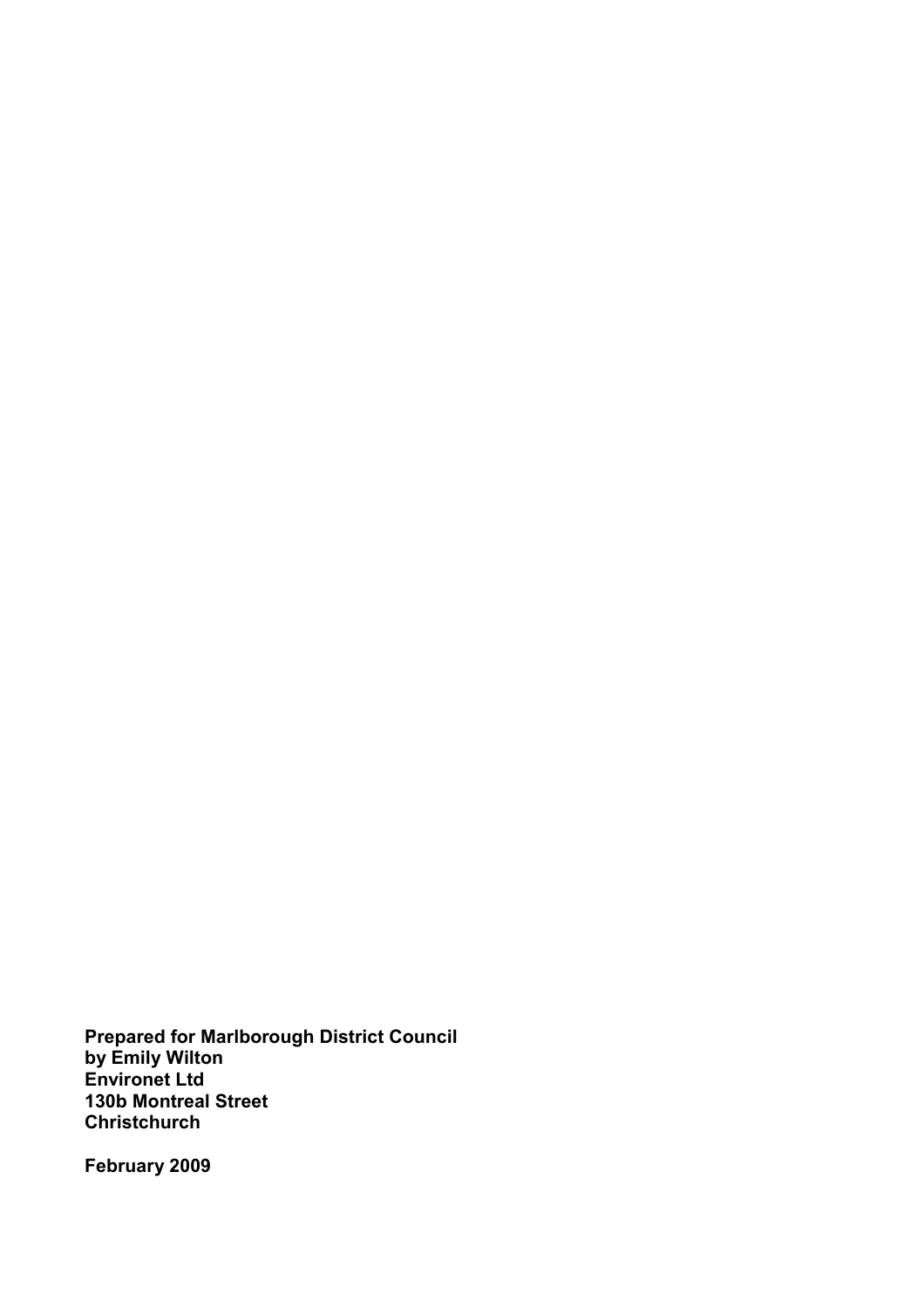**Prepared for Marlborough District Council**
**by Emily Wilton**
**Environet Ltd**
**130b Montreal Street**
**Christchurch**

**February 2009**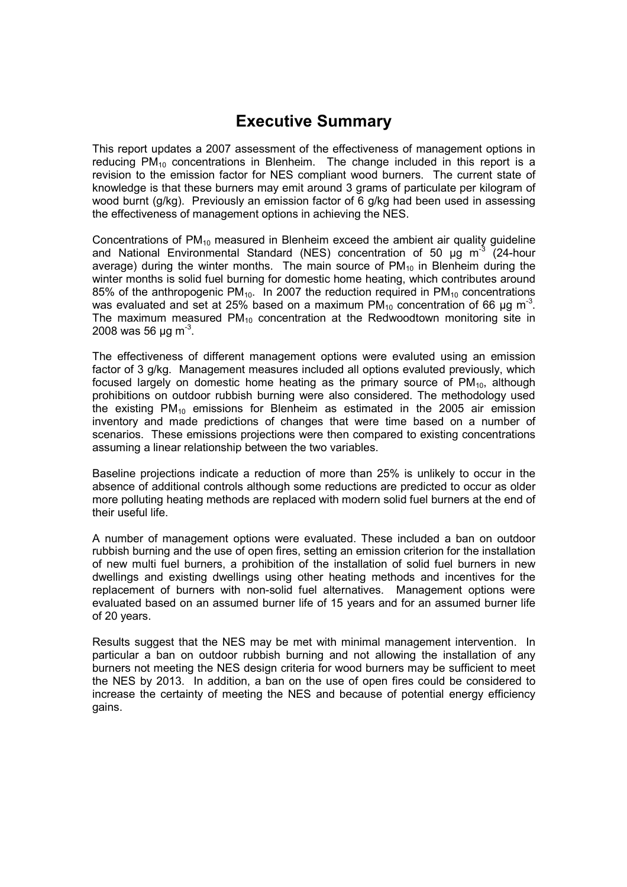# Executive Summary

This report updates a 2007 assessment of the effectiveness of management options in reducing $PM_{10}$ concentrations in Blenheim. The change included in this report is a revision to the emission factor for NES compliant wood burners. The current state of knowledge is that these burners may emit around 3 grams of particulate per kilogram of wood burnt (g/kg). Previously an emission factor of 6 g/kg had been used in assessing the effectiveness of management options in achieving the NES.

Concentrations of $PM_{10}$ measured in Blenheim exceed the ambient air quality guideline and National Environmental Standard (NES) concentration of 50 μg $m^{-3}$ (24-hour average) during the winter months. The main source of $PM_{10}$ in Blenheim during the winter months is solid fuel burning for domestic home heating, which contributes around 85% of the anthropogenic $PM_{10}$. In 2007 the reduction required in $PM_{10}$ concentrations was evaluated and set at 25% based on a maximum $PM_{10}$ concentration of 66 μg $m^{-3}$. The maximum measured $PM_{10}$ concentration at the Redwoodtown monitoring site in 2008 was 56 μg $m^{-3}$.

The effectiveness of different management options were evaluted using an emission factor of 3 g/kg. Management measures included all options evaluated previously, which focused largely on domestic home heating as the primary source of $PM_{10}$, although prohibitions on outdoor rubbish burning were also considered. The methodology used the existing $PM_{10}$ emissions for Blenheim as estimated in the 2005 air emission inventory and made predictions of changes that were time based on a number of scenarios. These emissions projections were then compared to existing concentrations assuming a linear relationship between the two variables.

Baseline projections indicate a reduction of more than 25% is unlikely to occur in the absence of additional controls although some reductions are predicted to occur as older more polluting heating methods are replaced with modern solid fuel burners at the end of their useful life.

A number of management options were evaluated. These included a ban on outdoor rubbish burning and the use of open fires, setting an emission criterion for the installation of new multi fuel burners, a prohibition of the installation of solid fuel burners in new dwellings and existing dwellings using other heating methods and incentives for the replacement of burners with non-solid fuel alternatives. Management options were evaluated based on an assumed burner life of 15 years and for an assumed burner life of 20 years.

Results suggest that the NES may be met with minimal management intervention. In particular a ban on outdoor rubbish burning and not allowing the installation of any burners not meeting the NES design criteria for wood burners may be sufficient to meet the NES by 2013. In addition, a ban on the use of open fires could be considered to increase the certainty of meeting the NES and because of potential energy efficiency gains.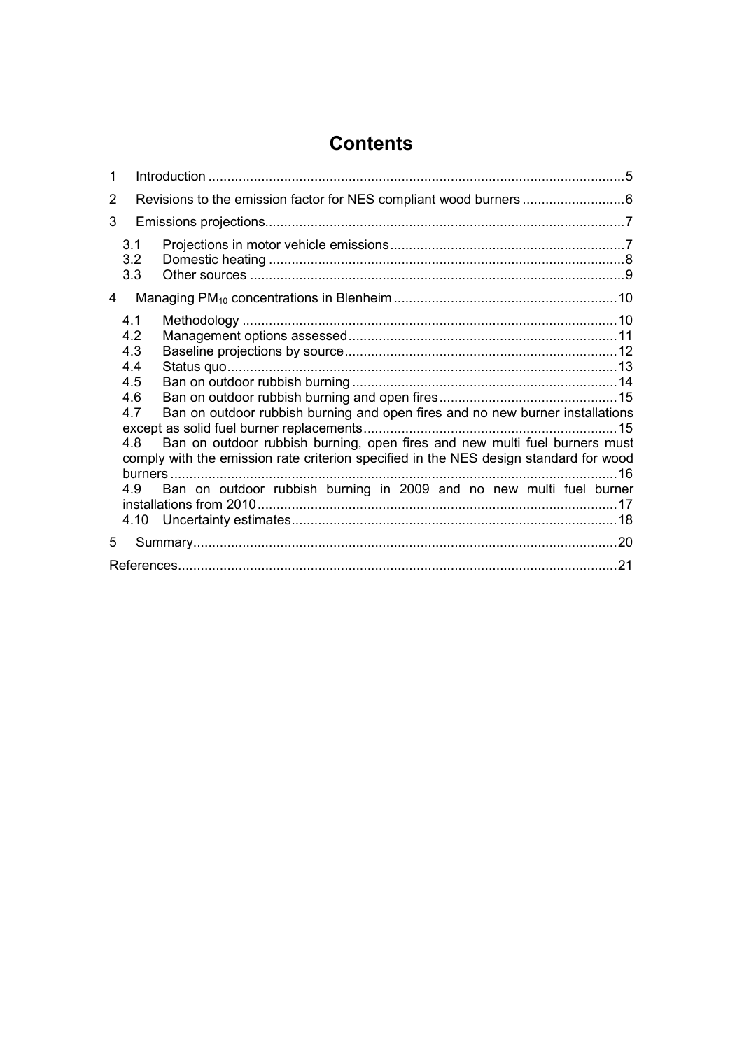# Contents

1 Introduction .....5

2 Revisions to the emission factor for NES compliant wood burners .....6

3 Emissions projections .....7

- 3.1 Projections in motor vehicle emissions .....7
- 3.2 Domestic heating .....8
- 3.3 Other sources .....9

4 Managing $PM_{10}$ concentrations in Blenheim .....10

- 4.1 Methodology .....10
- 4.2 Management options assessed .....11
- 4.3 Baseline projections by source .....12
- 4.4 Status quo .....13
- 4.5 Ban on outdoor rubbish burning .....14
- 4.6 Ban on outdoor rubbish burning and open fires .....15
- 4.7 Ban on outdoor rubbish burning and open fires and no new burner installations except as solid fuel burner replacements .....15
- 4.8 Ban on outdoor rubbish burning, open fires and new multi fuel burners must comply with the emission rate criterion specified in the NES design standard for wood burners .....16
- 4.9 Ban on outdoor rubbish burning in 2009 and no new multi fuel burner installations from 2010 .....17
- 4.10 Uncertainty estimates .....18

5 Summary .....20

References .....21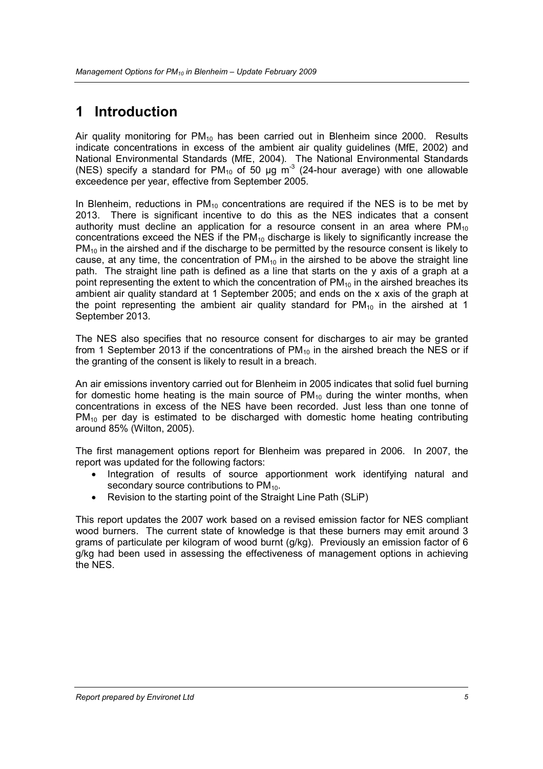# 1 Introduction

Air quality monitoring for $PM_{10}$ has been carried out in Blenheim since 2000. Results indicate concentrations in excess of the ambient air quality guidelines (MfE, 2002) and National Environmental Standards (MfE, 2004). The National Environmental Standards (NES) specify a standard for $PM_{10}$ of 50 μg $m^{-3}$ (24-hour average) with one allowable exceedence per year, effective from September 2005.

In Blenheim, reductions in $PM_{10}$ concentrations are required if the NES is to be met by 2013. There is significant incentive to do this as the NES indicates that a consent authority must decline an application for a resource consent in an area where $PM_{10}$ concentrations exceed the NES if the $PM_{10}$ discharge is likely to significantly increase the $PM_{10}$ in the airshed and if the discharge to be permitted by the resource consent is likely to cause, at any time, the concentration of $PM_{10}$ in the airshed to be above the straight line path. The straight line path is defined as a line that starts on the y axis of a graph at a point representing the extent to which the concentration of $PM_{10}$ in the airshed breaches its ambient air quality standard at 1 September 2005; and ends on the x axis of the graph at the point representing the ambient air quality standard for $PM_{10}$ in the airshed at 1 September 2013.

The NES also specifies that no resource consent for discharges to air may be granted from 1 September 2013 if the concentrations of $PM_{10}$ in the airshed breach the NES or if the granting of the consent is likely to result in a breach.

An air emissions inventory carried out for Blenheim in 2005 indicates that solid fuel burning for domestic home heating is the main source of $PM_{10}$ during the winter months, when concentrations in excess of the NES have been recorded. Just less than one tonne of $PM_{10}$ per day is estimated to be discharged with domestic home heating contributing around 85% (Wilton, 2005).

The first management options report for Blenheim was prepared in 2006. In 2007, the report was updated for the following factors:

- Integration of results of source apportionment work identifying natural and secondary source contributions to $PM_{10}$.
- Revision to the starting point of the Straight Line Path (SLiP)

This report updates the 2007 work based on a revised emission factor for NES compliant wood burners. The current state of knowledge is that these burners may emit around 3 grams of particulate per kilogram of wood burnt (g/kg). Previously an emission factor of 6 g/kg had been used in assessing the effectiveness of management options in achieving the NES.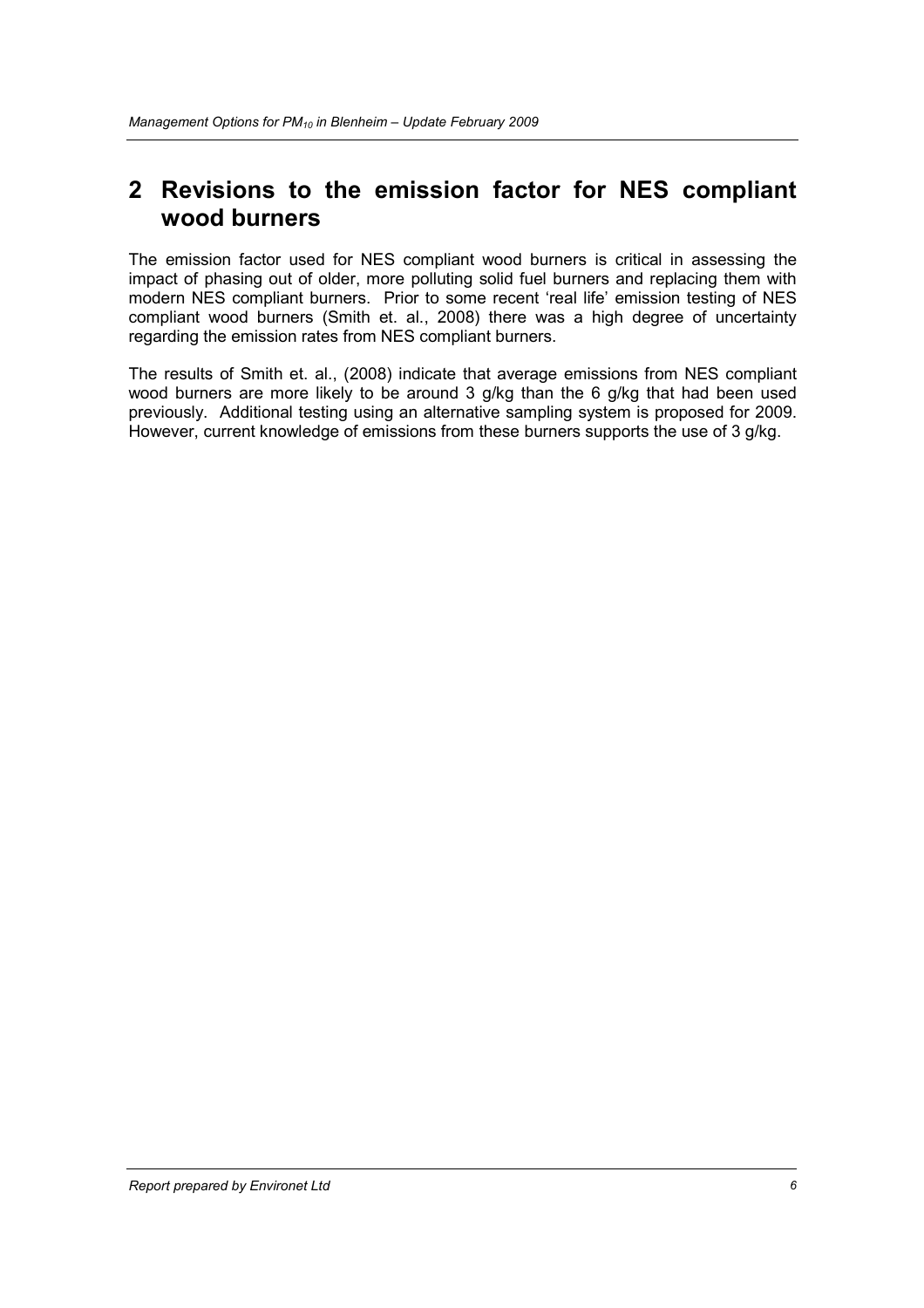# 2 Revisions to the emission factor for NES compliant wood burners

The emission factor used for NES compliant wood burners is critical in assessing the impact of phasing out of older, more polluting solid fuel burners and replacing them with modern NES compliant burners. Prior to some recent 'real life' emission testing of NES compliant wood burners (Smith et. al., 2008) there was a high degree of uncertainty regarding the emission rates from NES compliant burners.

The results of Smith et. al., (2008) indicate that average emissions from NES compliant wood burners are more likely to be around 3 g/kg than the 6 g/kg that had been used previously. Additional testing using an alternative sampling system is proposed for 2009. However, current knowledge of emissions from these burners supports the use of 3 g/kg.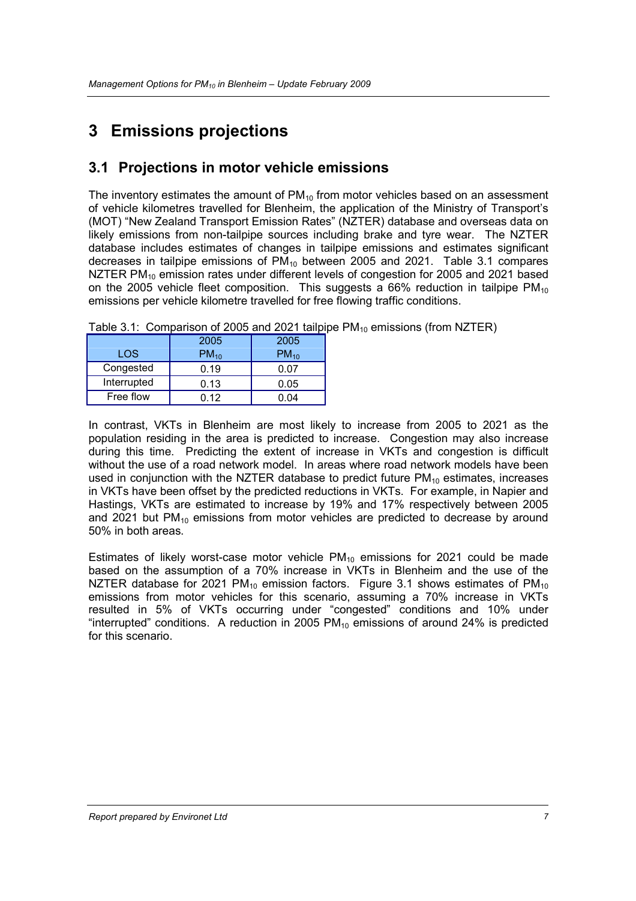# 3 Emissions projections

## 3.1 Projections in motor vehicle emissions

The inventory estimates the amount of $PM_{10}$ from motor vehicles based on an assessment of vehicle kilometres travelled for Blenheim, the application of the Ministry of Transport's (MOT) "New Zealand Transport Emission Rates" (NZTER) database and overseas data on likely emissions from non-tailpipe sources including brake and tyre wear. The NZTER database includes estimates of changes in tailpipe emissions and estimates significant decreases in tailpipe emissions of $PM_{10}$ between 2005 and 2021. Table 3.1 compares NZTER $PM_{10}$ emission rates under different levels of congestion for 2005 and 2021 based on the 2005 vehicle fleet composition. This suggests a 66% reduction in tailpipe $PM_{10}$ emissions per vehicle kilometre travelled for free flowing traffic conditions.

Table 3.1: Comparison of 2005 and 2021 tailpipe $PM_{10}$ emissions (from NZTER)

| LOS | 2005 $PM_{10}$ | 2005 $PM_{10}$ |
|---|---|---|
| Congested | 0.19 | 0.07 |
| Interrupted | 0.13 | 0.05 |
| Free flow | 0.12 | 0.04 |

In contrast, VKTs in Blenheim are most likely to increase from 2005 to 2021 as the population residing in the area is predicted to increase. Congestion may also increase during this time. Predicting the extent of increase in VKTs and congestion is difficult without the use of a road network model. In areas where road network models have been used in conjunction with the NZTER database to predict future $PM_{10}$ estimates, increases in VKTs have been offset by the predicted reductions in VKTs. For example, in Napier and Hastings, VKTs are estimated to increase by 19% and 17% respectively between 2005 and 2021 but $PM_{10}$ emissions from motor vehicles are predicted to decrease by around 50% in both areas.

Estimates of likely worst-case motor vehicle $PM_{10}$ emissions for 2021 could be made based on the assumption of a 70% increase in VKTs in Blenheim and the use of the NZTER database for 2021 $PM_{10}$ emission factors. Figure 3.1 shows estimates of $PM_{10}$ emissions from motor vehicles for this scenario, assuming a 70% increase in VKTs resulted in 5% of VKTs occurring under "congested" conditions and 10% under "interrupted" conditions. A reduction in 2005 $PM_{10}$ emissions of around 24% is predicted for this scenario.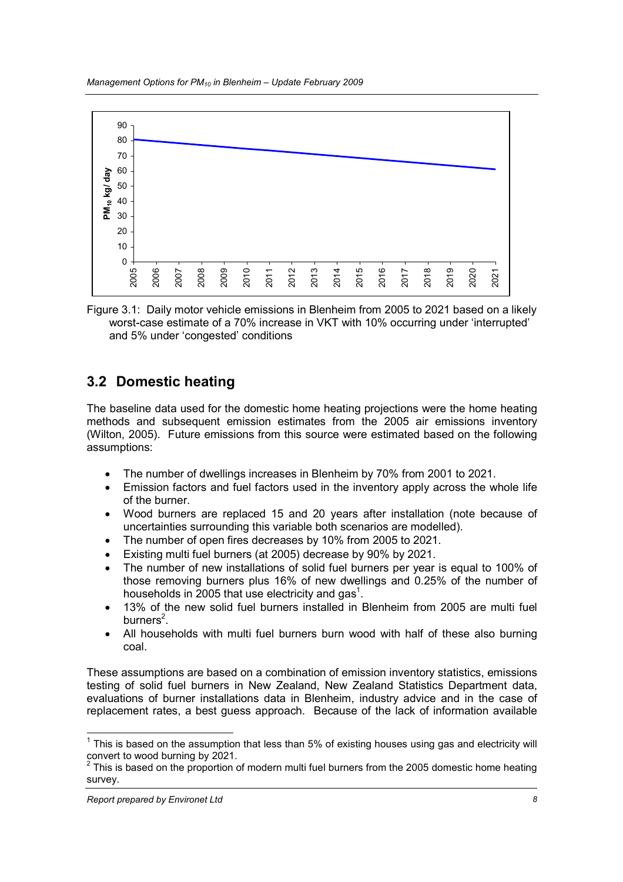Figure 3.1: Daily motor vehicle emissions in Blenheim from 2005 to 2021 based on a likely worst-case estimate of a 70% increase in VKT with 10% occurring under 'interrupted' and 5% under 'congested' conditions

## 3.2 Domestic heating

The baseline data used for the domestic home heating projections were the home heating methods and subsequent emission estimates from the 2005 air emissions inventory (Wilton, 2005). Future emissions from this source were estimated based on the following assumptions:

- The number of dwellings increases in Blenheim by 70% from 2001 to 2021.
- Emission factors and fuel factors used in the inventory apply across the whole life of the burner.
- Wood burners are replaced 15 and 20 years after installation (note because of uncertainties surrounding this variable both scenarios are modelled).
- The number of open fires decreases by 10% from 2005 to 2021.
- Existing multi fuel burners (at 2005) decrease by 90% by 2021.
- The number of new installations of solid fuel burners per year is equal to 100% of those removing burners plus 16% of new dwellings and 0.25% of the number of households in 2005 that use electricity and gas[1].
- 13% of the new solid fuel burners installed in Blenheim from 2005 are multi fuel burners[2].
- All households with multi fuel burners burn wood with half of these also burning coal.

These assumptions are based on a combination of emission inventory statistics, emissions testing of solid fuel burners in New Zealand, New Zealand Statistics Department data, evaluations of burner installations data in Blenheim, industry advice and in the case of replacement rates, a best guess approach. Because of the lack of information available

[1] This is based on the assumption that less than 5% of existing houses using gas and electricity will convert to wood burning by 2021.

[2] This is based on the proportion of modern multi fuel burners from the 2005 domestic home heating survey.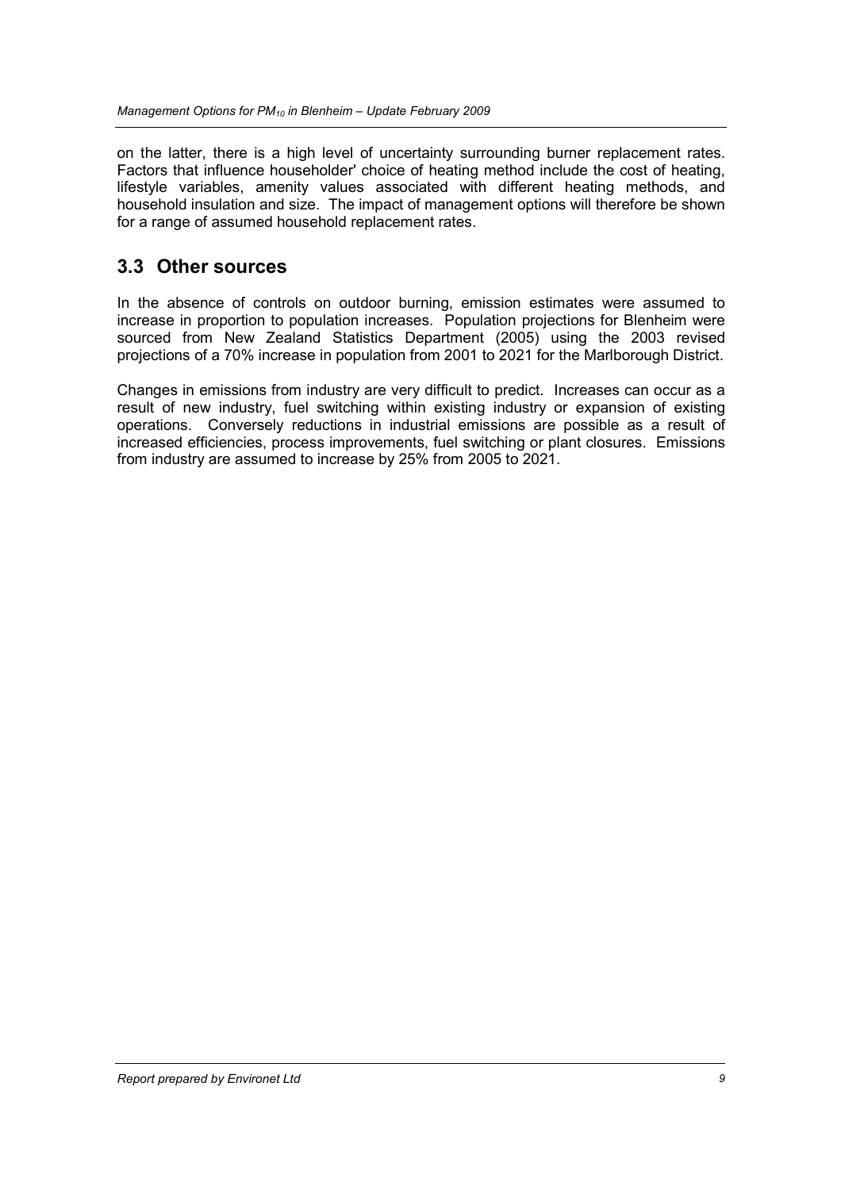on the latter, there is a high level of uncertainty surrounding burner replacement rates. Factors that influence householder' choice of heating method include the cost of heating, lifestyle variables, amenity values associated with different heating methods, and household insulation and size. The impact of management options will therefore be shown for a range of assumed household replacement rates.

## 3.3 Other sources

In the absence of controls on outdoor burning, emission estimates were assumed to increase in proportion to population increases. Population projections for Blenheim were sourced from New Zealand Statistics Department (2005) using the 2003 revised projections of a 70% increase in population from 2001 to 2021 for the Marlborough District.

Changes in emissions from industry are very difficult to predict. Increases can occur as a result of new industry, fuel switching within existing industry or expansion of existing operations. Conversely reductions in industrial emissions are possible as a result of increased efficiencies, process improvements, fuel switching or plant closures. Emissions from industry are assumed to increase by 25% from 2005 to 2021.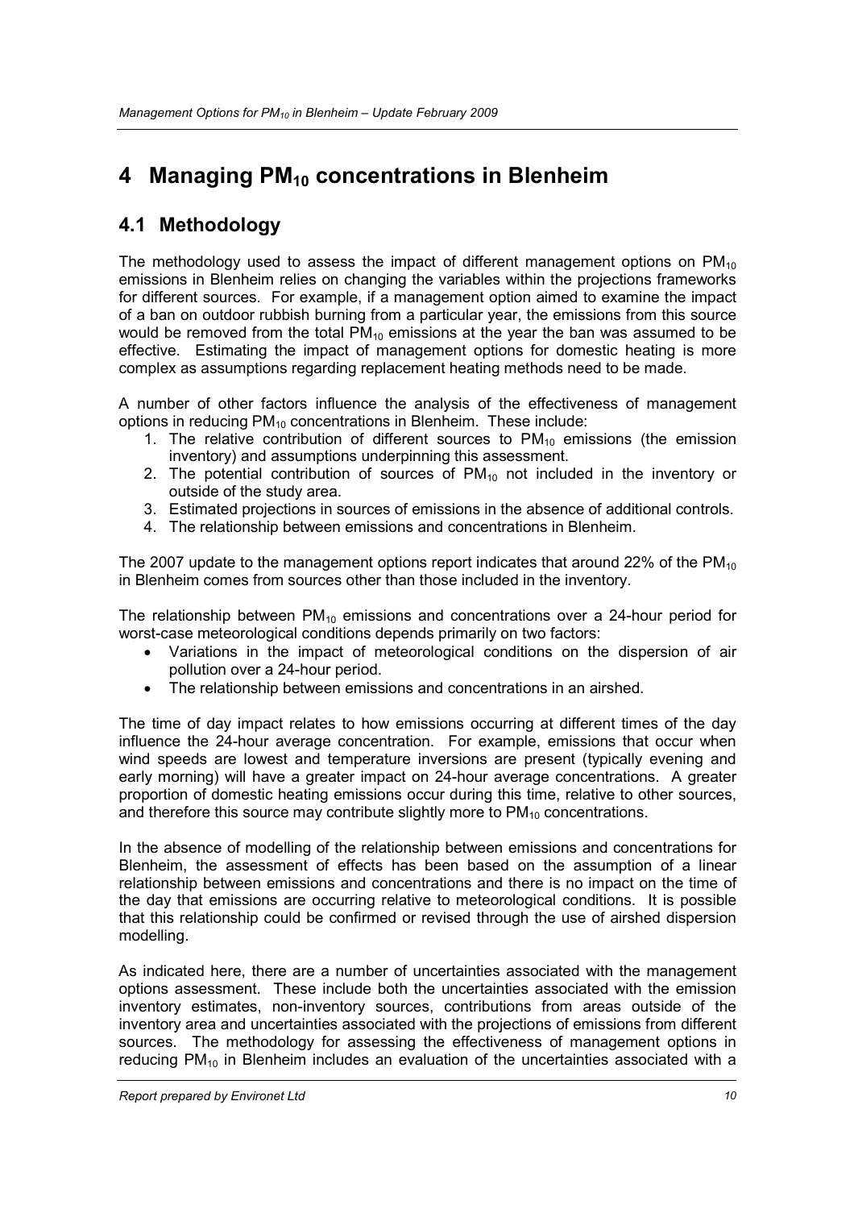# 4 Managing $PM_{10}$ concentrations in Blenheim

## 4.1 Methodology

The methodology used to assess the impact of different management options on $PM_{10}$ emissions in Blenheim relies on changing the variables within the projections frameworks for different sources. For example, if a management option aimed to examine the impact of a ban on outdoor rubbish burning from a particular year, the emissions from this source would be removed from the total $PM_{10}$ emissions at the year the ban was assumed to be effective. Estimating the impact of management options for domestic heating is more complex as assumptions regarding replacement heating methods need to be made.

A number of other factors influence the analysis of the effectiveness of management options in reducing $PM_{10}$ concentrations in Blenheim. These include:

1. The relative contribution of different sources to $PM_{10}$ emissions (the emission inventory) and assumptions underpinning this assessment.
2. The potential contribution of sources of $PM_{10}$ not included in the inventory or outside of the study area.
3. Estimated projections in sources of emissions in the absence of additional controls.
4. The relationship between emissions and concentrations in Blenheim.

The 2007 update to the management options report indicates that around 22% of the $PM_{10}$ in Blenheim comes from sources other than those included in the inventory.

The relationship between $PM_{10}$ emissions and concentrations over a 24-hour period for worst-case meteorological conditions depends primarily on two factors:

- Variations in the impact of meteorological conditions on the dispersion of air pollution over a 24-hour period.
- The relationship between emissions and concentrations in an airshed.

The time of day impact relates to how emissions occurring at different times of the day influence the 24-hour average concentration. For example, emissions that occur when wind speeds are lowest and temperature inversions are present (typically evening and early morning) will have a greater impact on 24-hour average concentrations. A greater proportion of domestic heating emissions occur during this time, relative to other sources, and therefore this source may contribute slightly more to $PM_{10}$ concentrations.

In the absence of modelling of the relationship between emissions and concentrations for Blenheim, the assessment of effects has been based on the assumption of a linear relationship between emissions and concentrations and there is no impact on the time of the day that emissions are occurring relative to meteorological conditions. It is possible that this relationship could be confirmed or revised through the use of airshed dispersion modelling.

As indicated here, there are a number of uncertainties associated with the management options assessment. These include both the uncertainties associated with the emission inventory estimates, non-inventory sources, contributions from areas outside of the inventory area and uncertainties associated with the projections of emissions from different sources. The methodology for assessing the effectiveness of management options in reducing $PM_{10}$ in Blenheim includes an evaluation of the uncertainties associated with a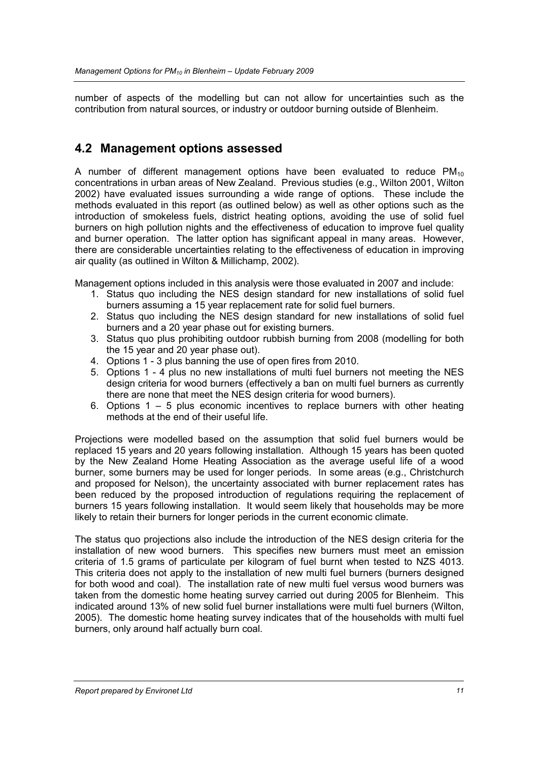number of aspects of the modelling but can not allow for uncertainties such as the contribution from natural sources, or industry or outdoor burning outside of Blenheim.

## 4.2 Management options assessed

A number of different management options have been evaluated to reduce $PM_{10}$ concentrations in urban areas of New Zealand. Previous studies (e.g., Wilton 2001, Wilton 2002) have evaluated issues surrounding a wide range of options. These include the methods evaluated in this report (as outlined below) as well as other options such as the introduction of smokeless fuels, district heating options, avoiding the use of solid fuel burners on high pollution nights and the effectiveness of education to improve fuel quality and burner operation. The latter option has significant appeal in many areas. However, there are considerable uncertainties relating to the effectiveness of education in improving air quality (as outlined in Wilton & Millichamp, 2002).

Management options included in this analysis were those evaluated in 2007 and include:

1. Status quo including the NES design standard for new installations of solid fuel burners assuming a 15 year replacement rate for solid fuel burners.
2. Status quo including the NES design standard for new installations of solid fuel burners and a 20 year phase out for existing burners.
3. Status quo plus prohibiting outdoor rubbish burning from 2008 (modelling for both the 15 year and 20 year phase out).
4. Options 1 - 3 plus banning the use of open fires from 2010.
5. Options 1 - 4 plus no new installations of multi fuel burners not meeting the NES design criteria for wood burners (effectively a ban on multi fuel burners as currently there are none that meet the NES design criteria for wood burners).
6. Options 1 – 5 plus economic incentives to replace burners with other heating methods at the end of their useful life.

Projections were modelled based on the assumption that solid fuel burners would be replaced 15 years and 20 years following installation. Although 15 years has been quoted by the New Zealand Home Heating Association as the average useful life of a wood burner, some burners may be used for longer periods. In some areas (e.g., Christchurch and proposed for Nelson), the uncertainty associated with burner replacement rates has been reduced by the proposed introduction of regulations requiring the replacement of burners 15 years following installation. It would seem likely that households may be more likely to retain their burners for longer periods in the current economic climate.

The status quo projections also include the introduction of the NES design criteria for the installation of new wood burners. This specifies new burners must meet an emission criteria of 1.5 grams of particulate per kilogram of fuel burnt when tested to NZS 4013. This criteria does not apply to the installation of new multi fuel burners (burners designed for both wood and coal). The installation rate of new multi fuel versus wood burners was taken from the domestic home heating survey carried out during 2005 for Blenheim. This indicated around 13% of new solid fuel burner installations were multi fuel burners (Wilton, 2005). The domestic home heating survey indicates that of the households with multi fuel burners, only around half actually burn coal.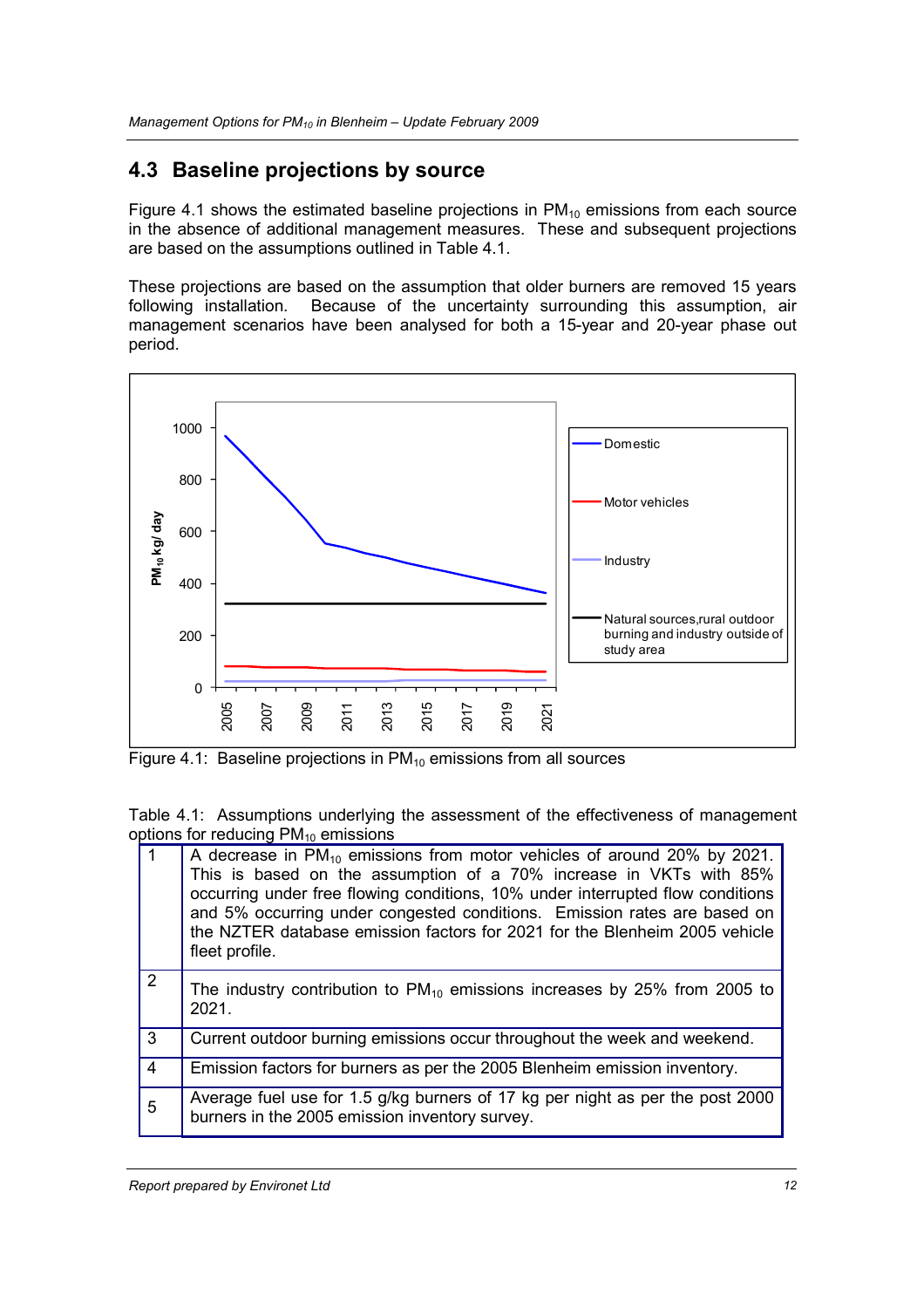## 4.3 Baseline projections by source

Figure 4.1 shows the estimated baseline projections in $PM_{10}$ emissions from each source in the absence of additional management measures. These and subsequent projections are based on the assumptions outlined in Table 4.1.

These projections are based on the assumption that older burners are removed 15 years following installation. Because of the uncertainty surrounding this assumption, air management scenarios have been analysed for both a 15-year and 20-year phase out period.

Figure 4.1: Baseline projections in $PM_{10}$ emissions from all sources

Table 4.1: Assumptions underlying the assessment of the effectiveness of management options for reducing $PM_{10}$ emissions

| | |
|---|---|
| 1 | A decrease in $PM_{10}$ emissions from motor vehicles of around 20% by 2021. This is based on the assumption of a 70% increase in VKTs with 85% occurring under free flowing conditions, 10% under interrupted flow conditions and 5% occurring under congested conditions. Emission rates are based on the NZTER database emission factors for 2021 for the Blenheim 2005 vehicle fleet profile. |
| 2 | The industry contribution to $PM_{10}$ emissions increases by 25% from 2005 to 2021. |
| 3 | Current outdoor burning emissions occur throughout the week and weekend. |
| 4 | Emission factors for burners as per the 2005 Blenheim emission inventory. |
| 5 | Average fuel use for 1.5 g/kg burners of 17 kg per night as per the post 2000 burners in the 2005 emission inventory survey. |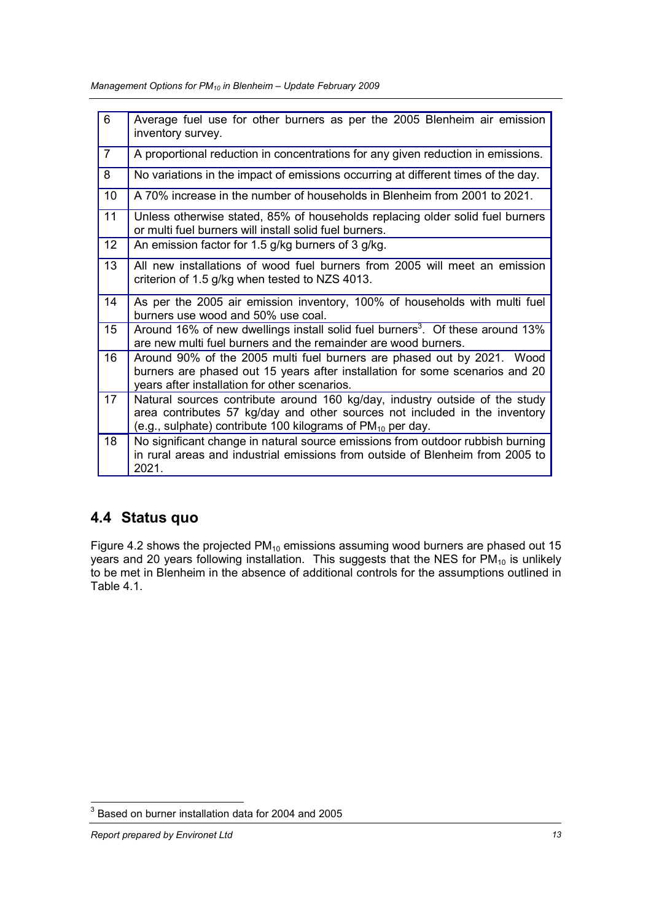| | |
|---|---|
| 6 | Average fuel use for other burners as per the 2005 Blenheim air emission inventory survey. |
| 7 | A proportional reduction in concentrations for any given reduction in emissions. |
| 8 | No variations in the impact of emissions occurring at different times of the day. |
| 10 | A 70% increase in the number of households in Blenheim from 2001 to 2021. |
| 11 | Unless otherwise stated, 85% of households replacing older solid fuel burners or multi fuel burners will install solid fuel burners. |
| 12 | An emission factor for 1.5 g/kg burners of 3 g/kg. |
| 13 | All new installations of wood fuel burners from 2005 will meet an emission criterion of 1.5 g/kg when tested to NZS 4013. |
| 14 | As per the 2005 air emission inventory, 100% of households with multi fuel burners use wood and 50% use coal. |
| 15 | Around 16% of new dwellings install solid fuel burners[3]. Of these around 13% are new multi fuel burners and the remainder are wood burners. |
| 16 | Around 90% of the 2005 multi fuel burners are phased out by 2021. Wood burners are phased out 15 years after installation for some scenarios and 20 years after installation for other scenarios. |
| 17 | Natural sources contribute around 160 kg/day, industry outside of the study area contributes 57 kg/day and other sources not included in the inventory (e.g., sulphate) contribute 100 kilograms of $PM_{10}$ per day. |
| 18 | No significant change in natural source emissions from outdoor rubbish burning in rural areas and industrial emissions from outside of Blenheim from 2005 to 2021. |

## 4.4 Status quo

Figure 4.2 shows the projected $PM_{10}$ emissions assuming wood burners are phased out 15 years and 20 years following installation. This suggests that the NES for $PM_{10}$ is unlikely to be met in Blenheim in the absence of additional controls for the assumptions outlined in Table 4.1.

[3] Based on burner installation data for 2004 and 2005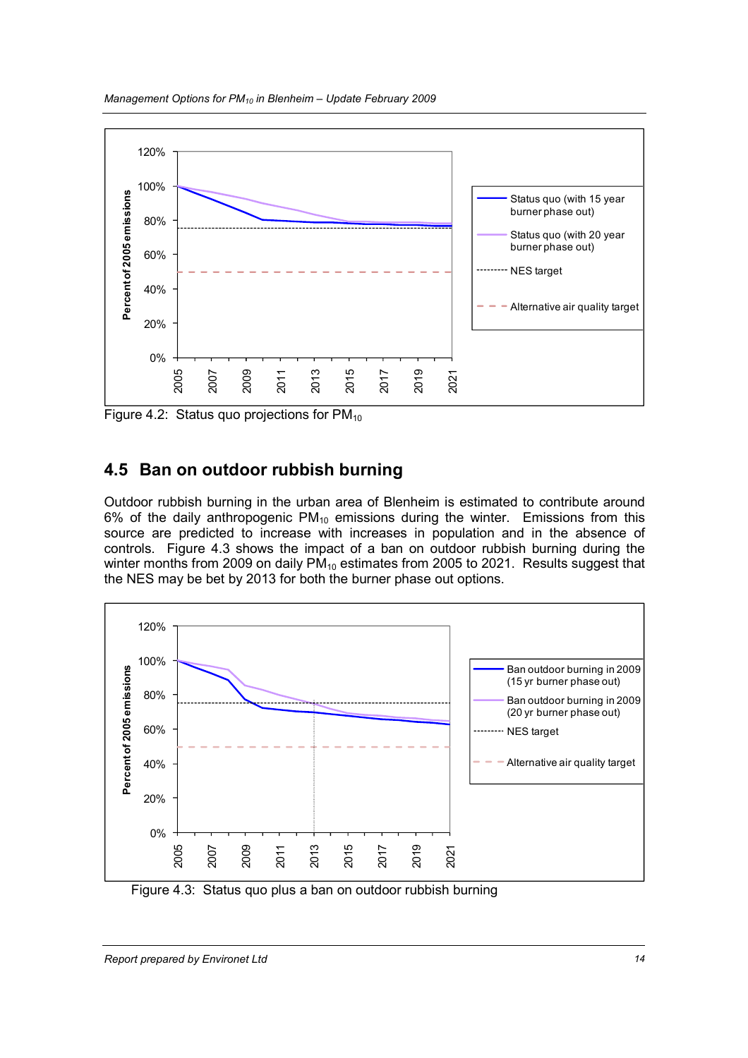Figure 4.2: Status quo projections for $PM_{10}$

## 4.5 Ban on outdoor rubbish burning

Outdoor rubbish burning in the urban area of Blenheim is estimated to contribute around 6% of the daily anthropogenic $PM_{10}$ emissions during the winter. Emissions from this source are predicted to increase with increases in population and in the absence of controls. Figure 4.3 shows the impact of a ban on outdoor rubbish burning during the winter months from 2009 on daily $PM_{10}$ estimates from 2005 to 2021. Results suggest that the NES may be bet by 2013 for both the burner phase out options.

Figure 4.3: Status quo plus a ban on outdoor rubbish burning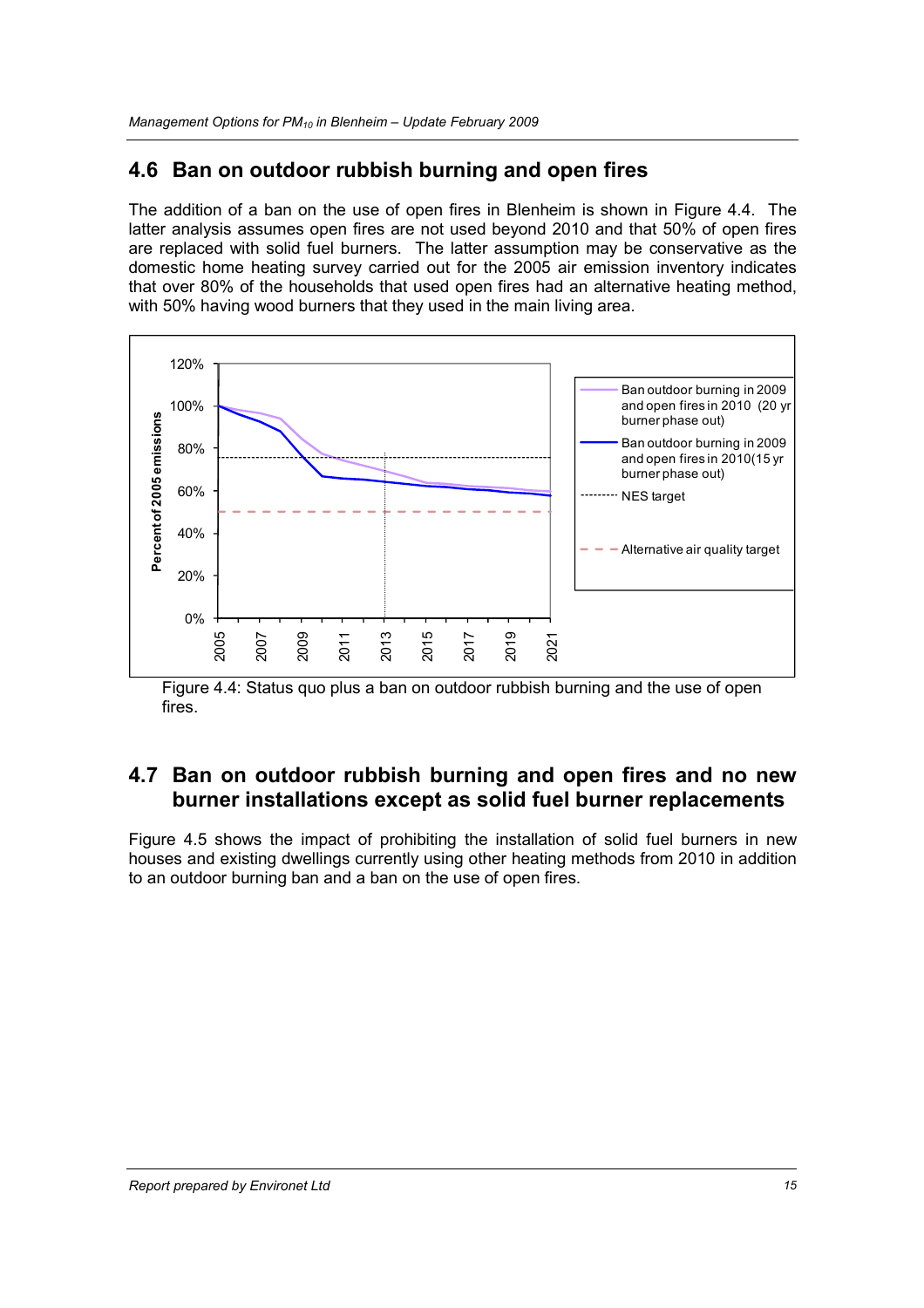## 4.6 Ban on outdoor rubbish burning and open fires

The addition of a ban on the use of open fires in Blenheim is shown in Figure 4.4. The latter analysis assumes open fires are not used beyond 2010 and that 50% of open fires are replaced with solid fuel burners. The latter assumption may be conservative as the domestic home heating survey carried out for the 2005 air emission inventory indicates that over 80% of the households that used open fires had an alternative heating method, with 50% having wood burners that they used in the main living area.

Figure 4.4: Status quo plus a ban on outdoor rubbish burning and the use of open fires.

## 4.7 Ban on outdoor rubbish burning and open fires and no new burner installations except as solid fuel burner replacements

Figure 4.5 shows the impact of prohibiting the installation of solid fuel burners in new houses and existing dwellings currently using other heating methods from 2010 in addition to an outdoor burning ban and a ban on the use of open fires.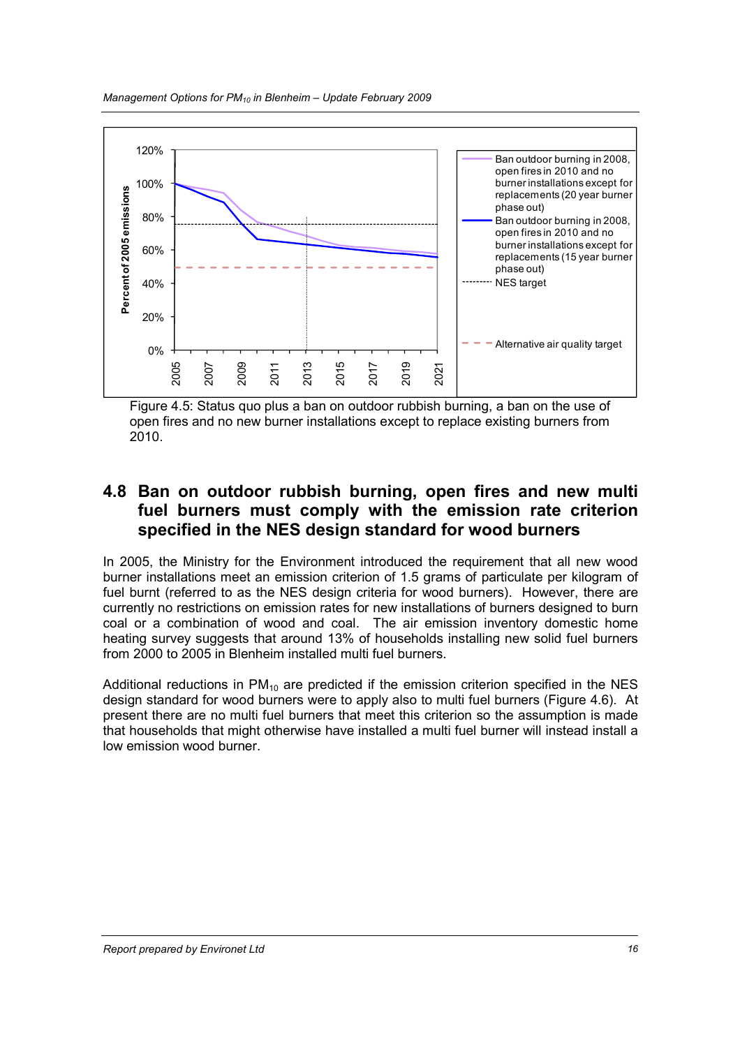Figure 4.5: Status quo plus a ban on outdoor rubbish burning, a ban on the use of open fires and no new burner installations except to replace existing burners from 2010.

## 4.8 Ban on outdoor rubbish burning, open fires and new multi fuel burners must comply with the emission rate criterion specified in the NES design standard for wood burners

In 2005, the Ministry for the Environment introduced the requirement that all new wood burner installations meet an emission criterion of 1.5 grams of particulate per kilogram of fuel burnt (referred to as the NES design criteria for wood burners). However, there are currently no restrictions on emission rates for new installations of burners designed to burn coal or a combination of wood and coal. The air emission inventory domestic home heating survey suggests that around 13% of households installing new solid fuel burners from 2000 to 2005 in Blenheim installed multi fuel burners.

Additional reductions in $PM_{10}$ are predicted if the emission criterion specified in the NES design standard for wood burners were to apply also to multi fuel burners (Figure 4.6). At present there are no multi fuel burners that meet this criterion so the assumption is made that households that might otherwise have installed a multi fuel burner will instead install a low emission wood burner.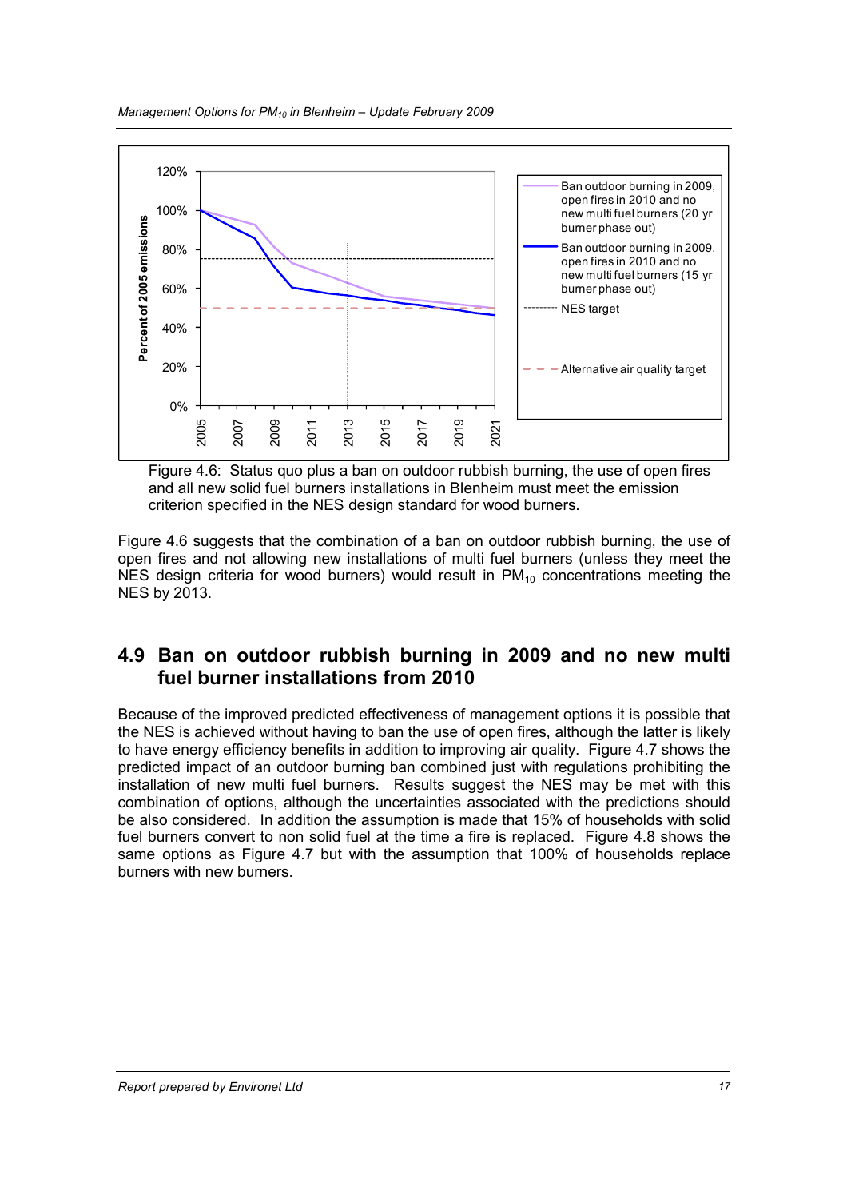Figure 4.6: Status quo plus a ban on outdoor rubbish burning, the use of open fires and all new solid fuel burners installations in Blenheim must meet the emission criterion specified in the NES design standard for wood burners.

Figure 4.6 suggests that the combination of a ban on outdoor rubbish burning, the use of open fires and not allowing new installations of multi fuel burners (unless they meet the NES design criteria for wood burners) would result in $PM_{10}$ concentrations meeting the NES by 2013.

## 4.9 Ban on outdoor rubbish burning in 2009 and no new multi fuel burner installations from 2010

Because of the improved predicted effectiveness of management options it is possible that the NES is achieved without having to ban the use of open fires, although the latter is likely to have energy efficiency benefits in addition to improving air quality. Figure 4.7 shows the predicted impact of an outdoor burning ban combined just with regulations prohibiting the installation of new multi fuel burners. Results suggest the NES may be met with this combination of options, although the uncertainties associated with the predictions should be also considered. In addition the assumption is made that 15% of households with solid fuel burners convert to non solid fuel at the time a fire is replaced. Figure 4.8 shows the same options as Figure 4.7 but with the assumption that 100% of households replace burners with new burners.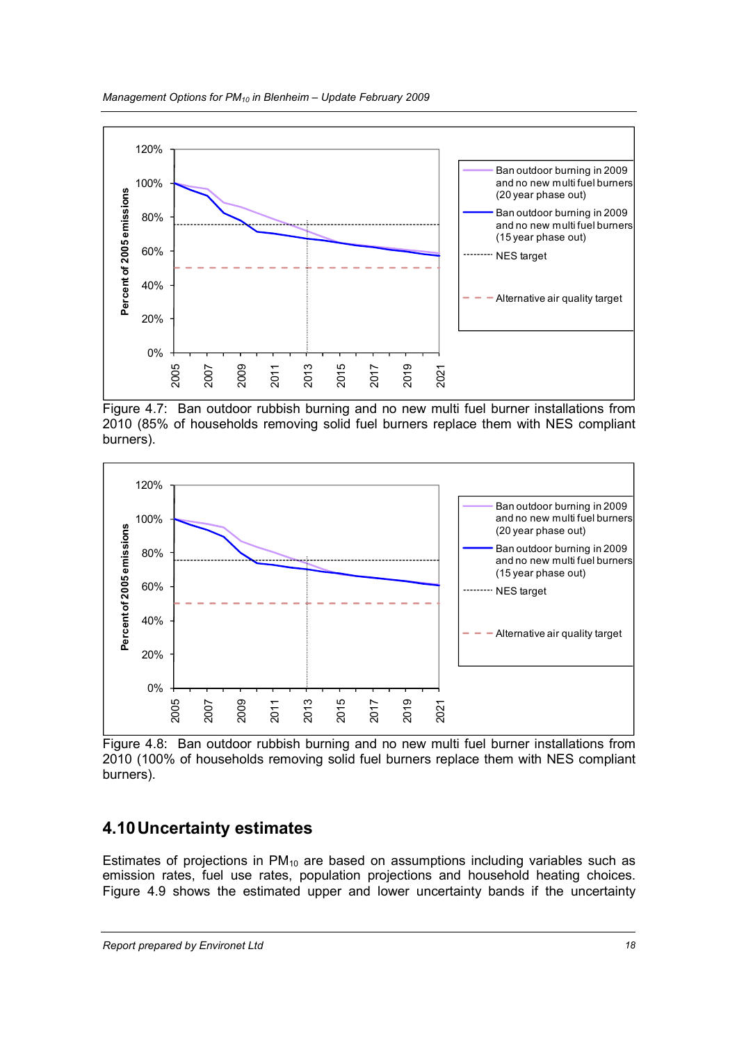Figure 4.7: Ban outdoor rubbish burning and no new multi fuel burner installations from 2010 (85% of households removing solid fuel burners replace them with NES compliant burners).

Figure 4.8: Ban outdoor rubbish burning and no new multi fuel burner installations from 2010 (100% of households removing solid fuel burners replace them with NES compliant burners).

## 4.10 Uncertainty estimates

Estimates of projections in $PM_{10}$ are based on assumptions including variables such as emission rates, fuel use rates, population projections and household heating choices. Figure 4.9 shows the estimated upper and lower uncertainty bands if the uncertainty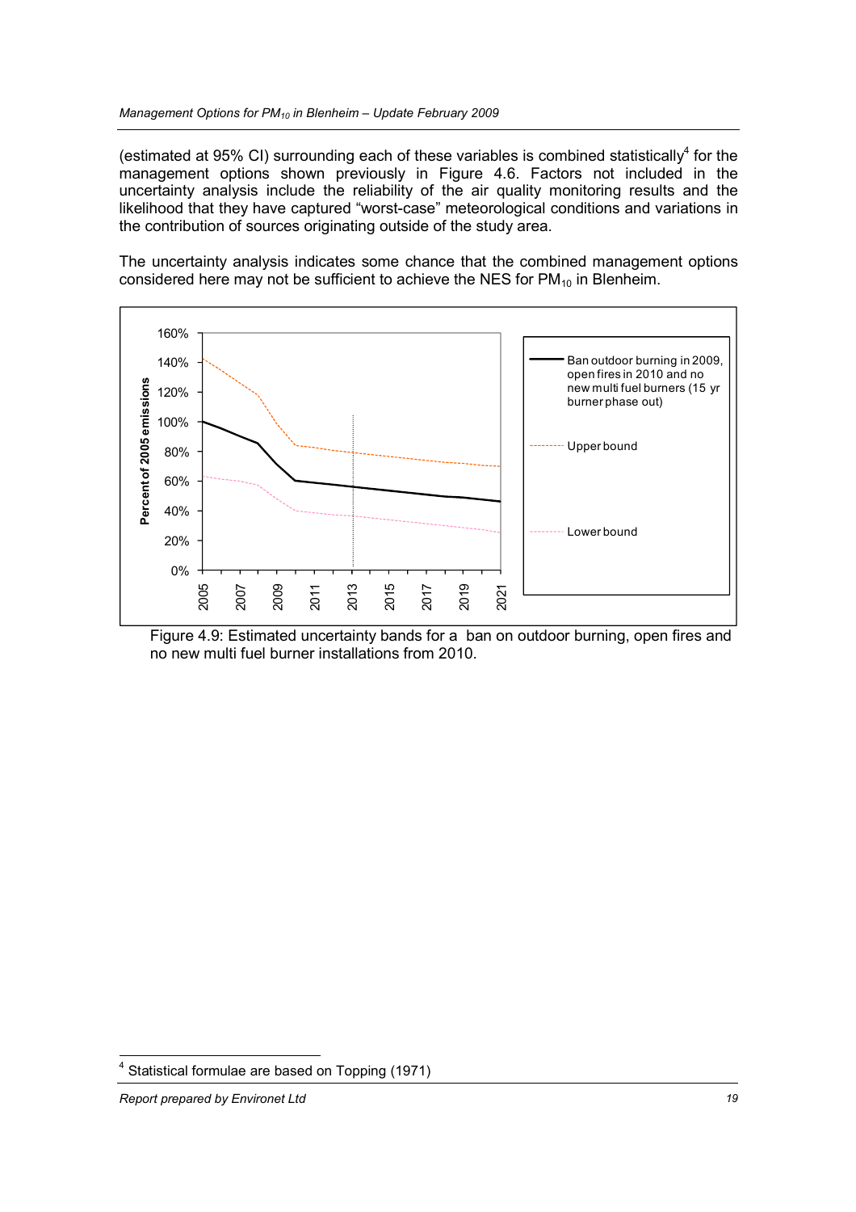(estimated at 95% CI) surrounding each of these variables is combined statistically[4] for the management options shown previously in Figure 4.6. Factors not included in the uncertainty analysis include the reliability of the air quality monitoring results and the likelihood that they have captured "worst-case" meteorological conditions and variations in the contribution of sources originating outside of the study area.

The uncertainty analysis indicates some chance that the combined management options considered here may not be sufficient to achieve the NES for $PM_{10}$ in Blenheim.

Figure 4.9: Estimated uncertainty bands for a ban on outdoor burning, open fires and no new multi fuel burner installations from 2010.

[4] Statistical formulae are based on Topping (1971)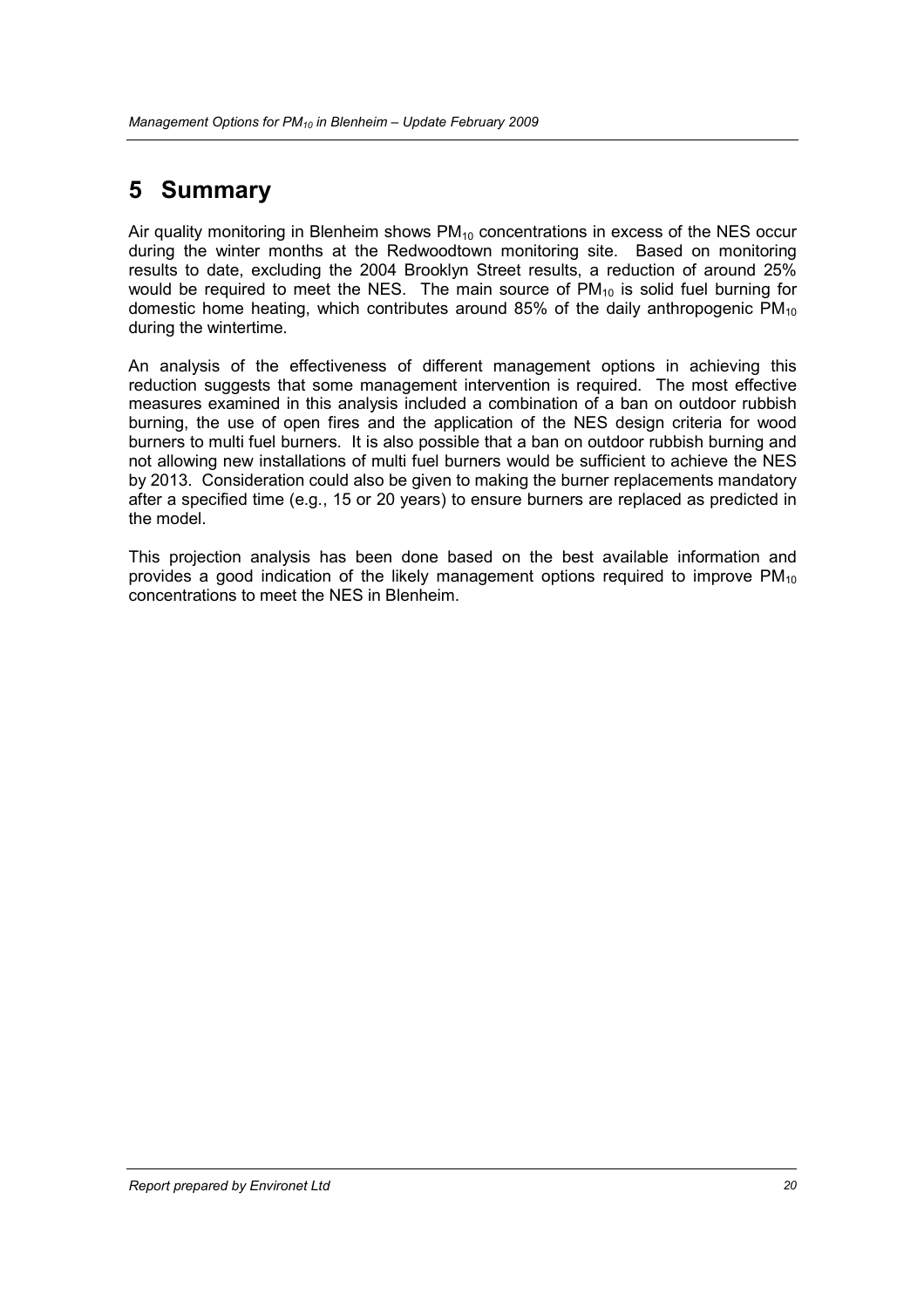# 5 Summary

Air quality monitoring in Blenheim shows $PM_{10}$ concentrations in excess of the NES occur during the winter months at the Redwoodtown monitoring site. Based on monitoring results to date, excluding the 2004 Brooklyn Street results, a reduction of around 25% would be required to meet the NES. The main source of $PM_{10}$ is solid fuel burning for domestic home heating, which contributes around 85% of the daily anthropogenic $PM_{10}$ during the wintertime.

An analysis of the effectiveness of different management options in achieving this reduction suggests that some management intervention is required. The most effective measures examined in this analysis included a combination of a ban on outdoor rubbish burning, the use of open fires and the application of the NES design criteria for wood burners to multi fuel burners. It is also possible that a ban on outdoor rubbish burning and not allowing new installations of multi fuel burners would be sufficient to achieve the NES by 2013. Consideration could also be given to making the burner replacements mandatory after a specified time (e.g., 15 or 20 years) to ensure burners are replaced as predicted in the model.

This projection analysis has been done based on the best available information and provides a good indication of the likely management options required to improve $PM_{10}$ concentrations to meet the NES in Blenheim.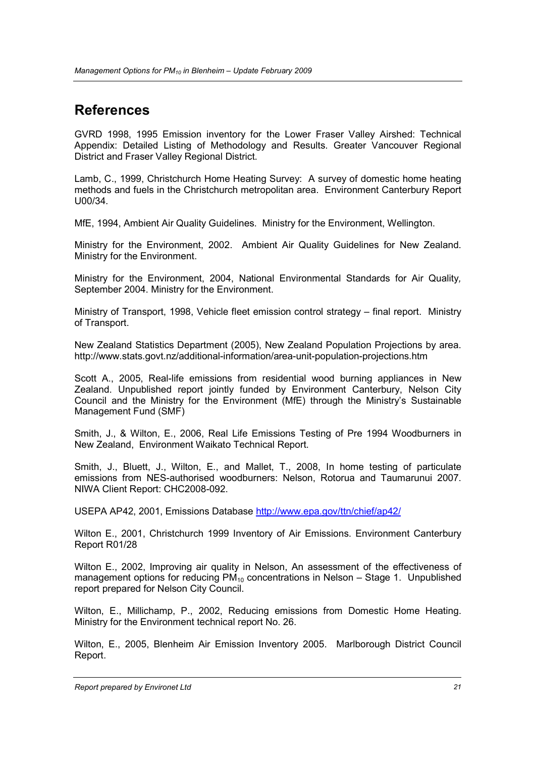# References

GVRD 1998, 1995 Emission inventory for the Lower Fraser Valley Airshed: Technical Appendix: Detailed Listing of Methodology and Results. Greater Vancouver Regional District and Fraser Valley Regional District.

Lamb, C., 1999, Christchurch Home Heating Survey: A survey of domestic home heating methods and fuels in the Christchurch metropolitan area. Environment Canterbury Report U00/34.

MfE, 1994, Ambient Air Quality Guidelines. Ministry for the Environment, Wellington.

Ministry for the Environment, 2002. Ambient Air Quality Guidelines for New Zealand. Ministry for the Environment.

Ministry for the Environment, 2004, National Environmental Standards for Air Quality, September 2004. Ministry for the Environment.

Ministry of Transport, 1998, Vehicle fleet emission control strategy – final report. Ministry of Transport.

New Zealand Statistics Department (2005), New Zealand Population Projections by area. http://www.stats.govt.nz/additional-information/area-unit-population-projections.htm

Scott A., 2005, Real-life emissions from residential wood burning appliances in New Zealand. Unpublished report jointly funded by Environment Canterbury, Nelson City Council and the Ministry for the Environment (MfE) through the Ministry's Sustainable Management Fund (SMF)

Smith, J., & Wilton, E., 2006, Real Life Emissions Testing of Pre 1994 Woodburners in New Zealand, Environment Waikato Technical Report.

Smith, J., Bluett, J., Wilton, E., and Mallet, T., 2008, In home testing of particulate emissions from NES-authorised woodburners: Nelson, Rotorua and Taumarunui 2007. NIWA Client Report: CHC2008-092.

USEPA AP42, 2001, Emissions Database http://www.epa.gov/ttn/chief/ap42/

Wilton E., 2001, Christchurch 1999 Inventory of Air Emissions. Environment Canterbury Report R01/28

Wilton E., 2002, Improving air quality in Nelson, An assessment of the effectiveness of management options for reducing $PM_{10}$ concentrations in Nelson – Stage 1. Unpublished report prepared for Nelson City Council.

Wilton, E., Millichamp, P., 2002, Reducing emissions from Domestic Home Heating. Ministry for the Environment technical report No. 26.

Wilton, E., 2005, Blenheim Air Emission Inventory 2005. Marlborough District Council Report.